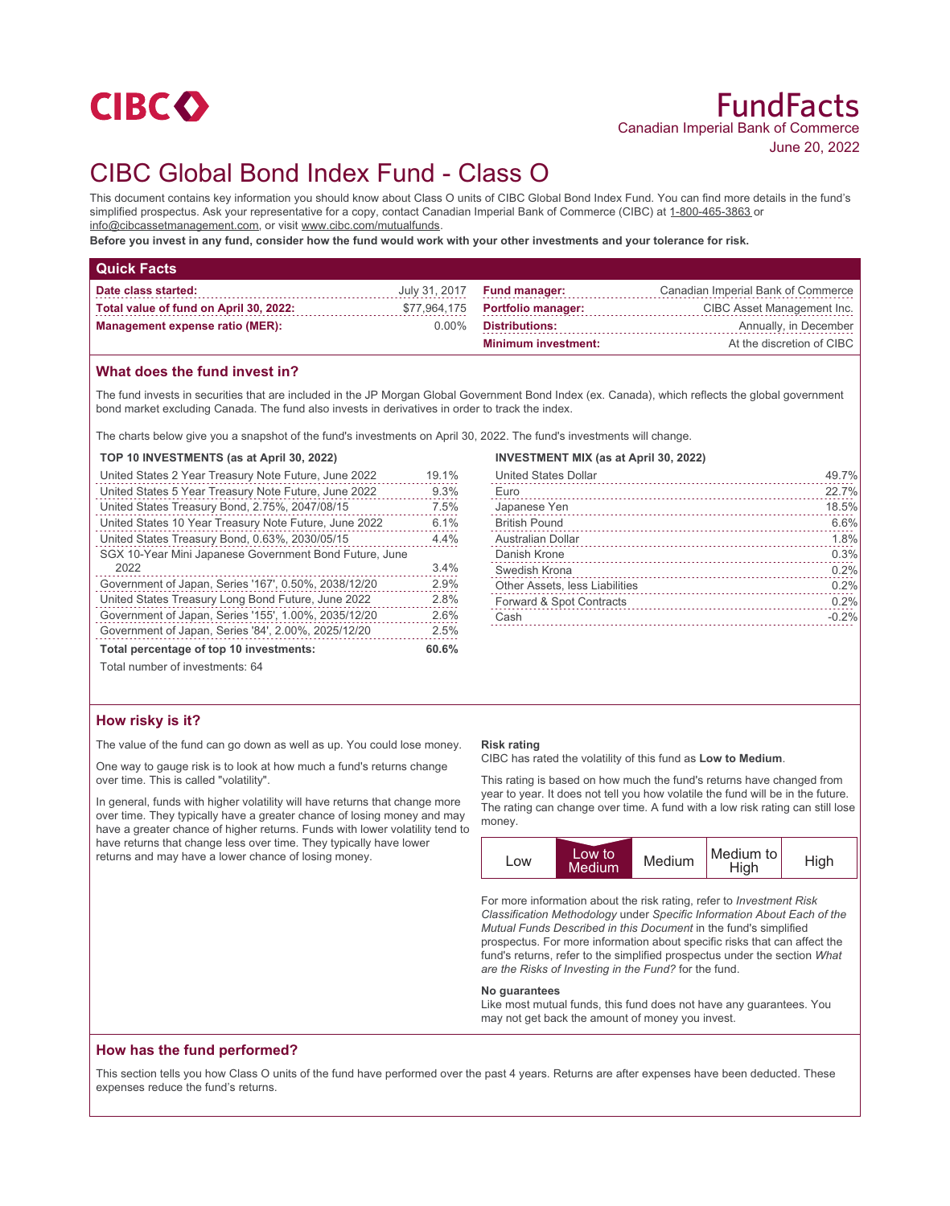CIBC

# FundFacts

Canadian Imperial Bank of Commerce

June 20, 2022

# CIBC Global Bond Index Fund - Class O

This document contains key information you should know about Class O units of CIBC Global Bond Index Fund. You can find more details in the fund's simplified prospectus. Ask your representative for a copy, contact Canadian Imperial Bank of Commerce (CIBC) at 1-800-465-3863 or info@cibcassetmanagement.com, or visit www.cibc.com/mutualfunds.

**Before you invest in any fund, consider how the fund would work with your other investments and your tolerance for risk.**

## Quick Facts

| | | | |
|---|---|---|---|
| **Date class started:** | July 31, 2017 | **Fund manager:** | Canadian Imperial Bank of Commerce |
| **Total value of fund on April 30, 2022:** | $77,964,175 | **Portfolio manager:** | CIBC Asset Management Inc. |
| **Management expense ratio (MER):** | 0.00% | **Distributions:** | Annually, in December |
| | | **Minimum investment:** | At the discretion of CIBC |

## What does the fund invest in?

The fund invests in securities that are included in the JP Morgan Global Government Bond Index (ex. Canada), which reflects the global government bond market excluding Canada. The fund also invests in derivatives in order to track the index.

The charts below give you a snapshot of the fund's investments on April 30, 2022. The fund's investments will change.

**TOP 10 INVESTMENTS (as at April 30, 2022)**

| | |
|---|---|
| United States 2 Year Treasury Note Future, June 2022 | 19.1% |
| United States 5 Year Treasury Note Future, June 2022 | 9.3% |
| United States Treasury Bond, 2.75%, 2047/08/15 | 7.5% |
| United States 10 Year Treasury Note Future, June 2022 | 6.1% |
| United States Treasury Bond, 0.63%, 2030/05/15 | 4.4% |
| SGX 10-Year Mini Japanese Government Bond Future, June 2022 | 3.4% |
| Government of Japan, Series '167', 0.50%, 2038/12/20 | 2.9% |
| United States Treasury Long Bond Future, June 2022 | 2.8% |
| Government of Japan, Series '155', 1.00%, 2035/12/20 | 2.6% |
| Government of Japan, Series '84', 2.00%, 2025/12/20 | 2.5% |
| **Total percentage of top 10 investments:** | **60.6%** |

Total number of investments: 64

**INVESTMENT MIX (as at April 30, 2022)**

| | |
|---|---|
| United States Dollar | 49.7% |
| Euro | 22.7% |
| Japanese Yen | 18.5% |
| British Pound | 6.6% |
| Australian Dollar | 1.8% |
| Danish Krone | 0.3% |
| Swedish Krona | 0.2% |
| Other Assets, less Liabilities | 0.2% |
| Forward & Spot Contracts | 0.2% |
| Cash | -0.2% |

## How risky is it?

The value of the fund can go down as well as up. You could lose money.

One way to gauge risk is to look at how much a fund's returns change over time. This is called "volatility".

In general, funds with higher volatility will have returns that change more over time. They typically have a greater chance of losing money and may have a greater chance of higher returns. Funds with lower volatility tend to have returns that change less over time. They typically have lower returns and may have a lower chance of losing money.

**Risk rating**

CIBC has rated the volatility of this fund as **Low to Medium**.

This rating is based on how much the fund's returns have changed from year to year. It does not tell you how volatile the fund will be in the future. The rating can change over time. A fund with a low risk rating can still lose money.

| Low | **Low to Medium** | Medium | Medium to High | High |
|---|---|---|---|---|

For more information about the risk rating, refer to *Investment Risk Classification Methodology* under *Specific Information About Each of the Mutual Funds Described in this Document* in the fund's simplified prospectus. For more information about specific risks that can affect the fund's returns, refer to the simplified prospectus under the section *What are the Risks of Investing in the Fund?* for the fund.

**No guarantees**

Like most mutual funds, this fund does not have any guarantees. You may not get back the amount of money you invest.

## How has the fund performed?

This section tells you how Class O units of the fund have performed over the past 4 years. Returns are after expenses have been deducted. These expenses reduce the fund's returns.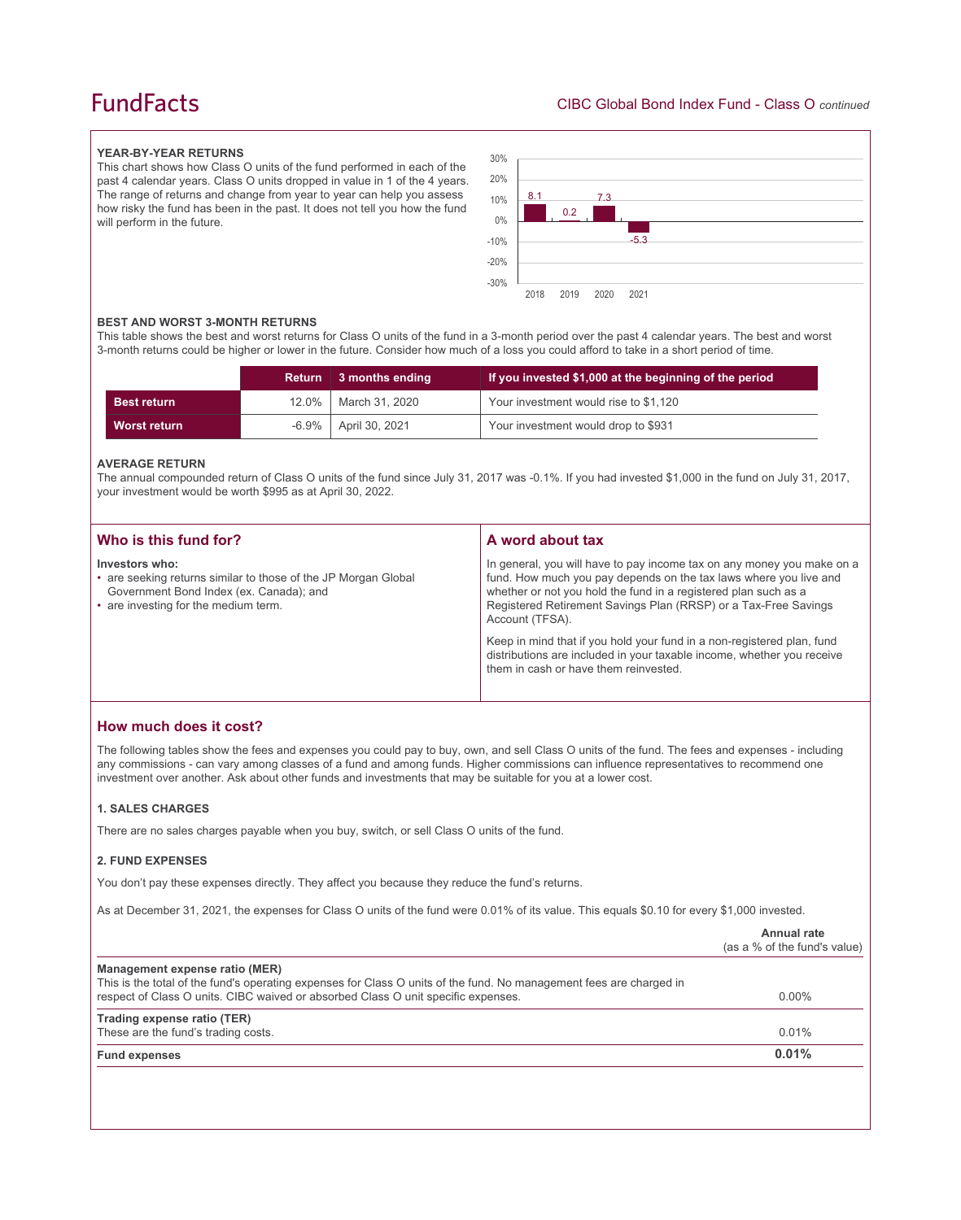### YEAR-BY-YEAR RETURNS

This chart shows how Class O units of the fund performed in each of the past 4 calendar years. Class O units dropped in value in 1 of the 4 years. The range of returns and change from year to year can help you assess how risky the fund has been in the past. It does not tell you how the fund will perform in the future.

| Year | Return (%) |
|---|---|
| 2018 | 8.1 |
| 2019 | 0.2 |
| 2020 | 7.3 |
| 2021 | -5.3 |

### BEST AND WORST 3-MONTH RETURNS

This table shows the best and worst returns for Class O units of the fund in a 3-month period over the past 4 calendar years. The best and worst 3-month returns could be higher or lower in the future. Consider how much of a loss you could afford to take in a short period of time.

| | Return | 3 months ending | If you invested $1,000 at the beginning of the period |
|---|---|---|---|
| **Best return** | 12.0% | March 31, 2020 | Your investment would rise to $1,120 |
| **Worst return** | -6.9% | April 30, 2021 | Your investment would drop to $931 |

### AVERAGE RETURN

The annual compounded return of Class O units of the fund since July 31, 2017 was -0.1%. If you had invested $1,000 in the fund on July 31, 2017, your investment would be worth $995 as at April 30, 2022.

## Who is this fund for?

**Investors who:**

- are seeking returns similar to those of the JP Morgan Global Government Bond Index (ex. Canada); and
- are investing for the medium term.

## A word about tax

In general, you will have to pay income tax on any money you make on a fund. How much you pay depends on the tax laws where you live and whether or not you hold the fund in a registered plan such as a Registered Retirement Savings Plan (RRSP) or a Tax-Free Savings Account (TFSA).

Keep in mind that if you hold your fund in a non-registered plan, fund distributions are included in your taxable income, whether you receive them in cash or have them reinvested.

## How much does it cost?

The following tables show the fees and expenses you could pay to buy, own, and sell Class O units of the fund. The fees and expenses - including any commissions - can vary among classes of a fund and among funds. Higher commissions can influence representatives to recommend one investment over another. Ask about other funds and investments that may be suitable for you at a lower cost.

### 1. SALES CHARGES

There are no sales charges payable when you buy, switch, or sell Class O units of the fund.

### 2. FUND EXPENSES

You don't pay these expenses directly. They affect you because they reduce the fund's returns.

As at December 31, 2021, the expenses for Class O units of the fund were 0.01% of its value. This equals $0.10 for every $1,000 invested.

| | Annual rate (as a % of the fund's value) |
|---|---|
| **Management expense ratio (MER)**<br>This is the total of the fund's operating expenses for Class O units of the fund. No management fees are charged in respect of Class O units. CIBC waived or absorbed Class O unit specific expenses. | 0.00% |
| **Trading expense ratio (TER)**<br>These are the fund's trading costs. | 0.01% |
| **Fund expenses** | **0.01%** |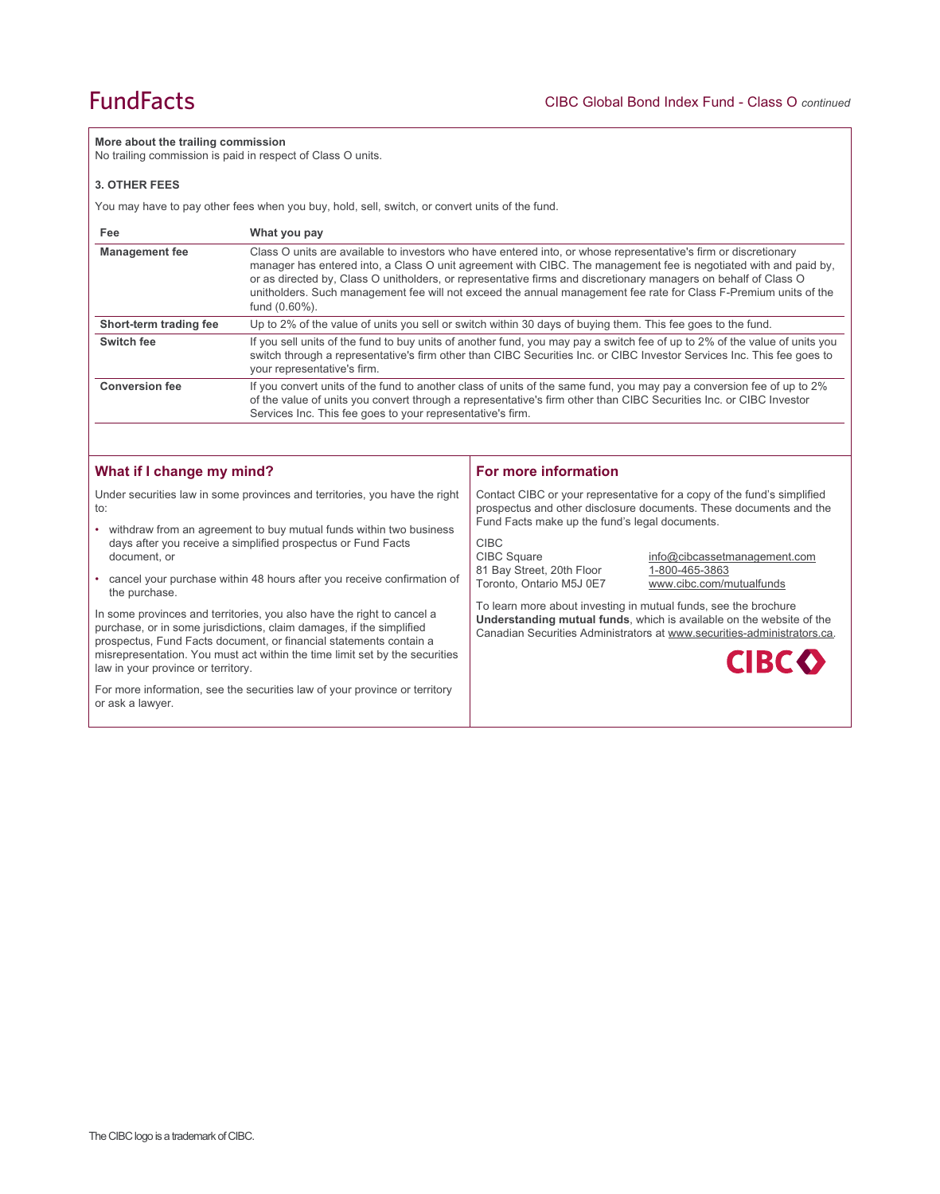**More about the trailing commission**

No trailing commission is paid in respect of Class O units.

**3. OTHER FEES**

You may have to pay other fees when you buy, hold, sell, switch, or convert units of the fund.

| Fee | What you pay |
|---|---|
| **Management fee** | Class O units are available to investors who have entered into, or whose representative's firm or discretionary manager has entered into, a Class O unit agreement with CIBC. The management fee is negotiated with and paid by, or as directed by, Class O unitholders, or representative firms and discretionary managers on behalf of Class O unitholders. Such management fee will not exceed the annual management fee rate for Class F-Premium units of the fund (0.60%). |
| **Short-term trading fee** | Up to 2% of the value of units you sell or switch within 30 days of buying them. This fee goes to the fund. |
| **Switch fee** | If you sell units of the fund to buy units of another fund, you may pay a switch fee of up to 2% of the value of units you switch through a representative's firm other than CIBC Securities Inc. or CIBC Investor Services Inc. This fee goes to your representative's firm. |
| **Conversion fee** | If you convert units of the fund to another class of units of the same fund, you may pay a conversion fee of up to 2% of the value of units you convert through a representative's firm other than CIBC Securities Inc. or CIBC Investor Services Inc. This fee goes to your representative's firm. |

## What if I change my mind?

Under securities law in some provinces and territories, you have the right to:

- withdraw from an agreement to buy mutual funds within two business days after you receive a simplified prospectus or Fund Facts document, or
- cancel your purchase within 48 hours after you receive confirmation of the purchase.

In some provinces and territories, you also have the right to cancel a purchase, or in some jurisdictions, claim damages, if the simplified prospectus, Fund Facts document, or financial statements contain a misrepresentation. You must act within the time limit set by the securities law in your province or territory.

For more information, see the securities law of your province or territory or ask a lawyer.

## For more information

Contact CIBC or your representative for a copy of the fund's simplified prospectus and other disclosure documents. These documents and the Fund Facts make up the fund's legal documents.

CIBC
CIBC Square
81 Bay Street, 20th Floor
Toronto, Ontario M5J 0E7

info@cibcassetmanagement.com
1-800-465-3863
www.cibc.com/mutualfunds

To learn more about investing in mutual funds, see the brochure **Understanding mutual funds**, which is available on the website of the Canadian Securities Administrators at www.securities-administrators.ca.

The CIBC logo is a trademark of CIBC.